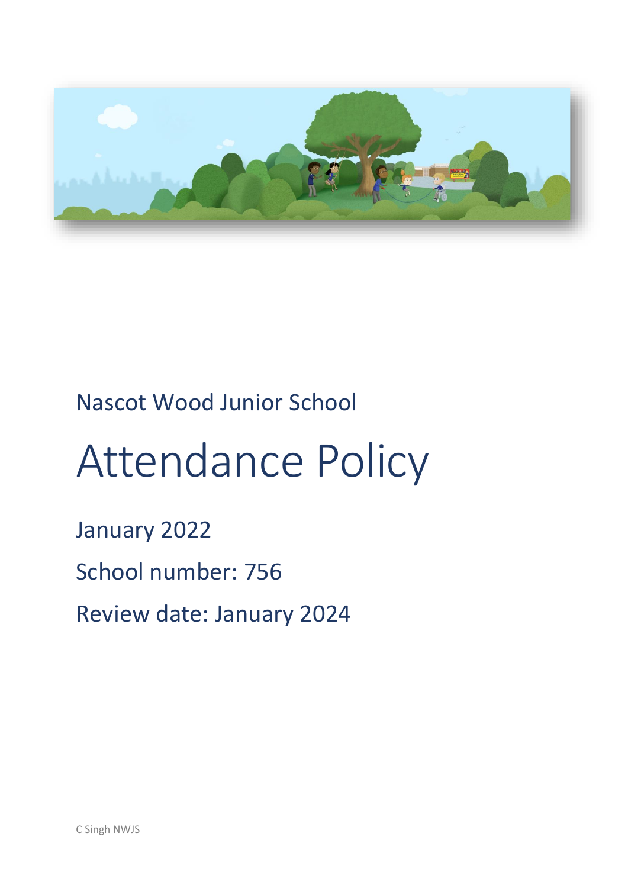Nascot Wood Junior School

# Attendance Policy

January 2022

School number: 756

Review date: January 2024

C Singh NWJS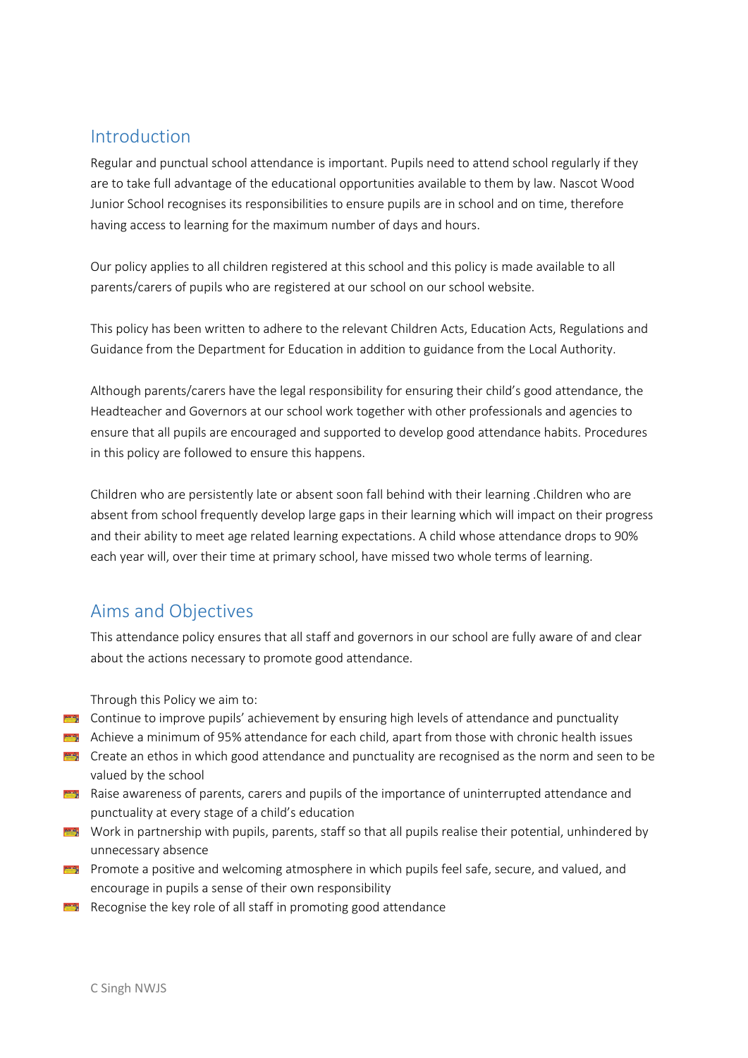## Introduction

Regular and punctual school attendance is important. Pupils need to attend school regularly if they are to take full advantage of the educational opportunities available to them by law. Nascot Wood Junior School recognises its responsibilities to ensure pupils are in school and on time, therefore having access to learning for the maximum number of days and hours.

Our policy applies to all children registered at this school and this policy is made available to all parents/carers of pupils who are registered at our school on our school website.

This policy has been written to adhere to the relevant Children Acts, Education Acts, Regulations and Guidance from the Department for Education in addition to guidance from the Local Authority.

Although parents/carers have the legal responsibility for ensuring their child's good attendance, the Headteacher and Governors at our school work together with other professionals and agencies to ensure that all pupils are encouraged and supported to develop good attendance habits. Procedures in this policy are followed to ensure this happens.

Children who are persistently late or absent soon fall behind with their learning .Children who are absent from school frequently develop large gaps in their learning which will impact on their progress and their ability to meet age related learning expectations. A child whose attendance drops to 90% each year will, over their time at primary school, have missed two whole terms of learning.

## Aims and Objectives

This attendance policy ensures that all staff and governors in our school are fully aware of and clear about the actions necessary to promote good attendance.

Through this Policy we aim to:

- Continue to improve pupils' achievement by ensuring high levels of attendance and punctuality
- Achieve a minimum of 95% attendance for each child, apart from those with chronic health issues
- Create an ethos in which good attendance and punctuality are recognised as the norm and seen to be valued by the school
- Raise awareness of parents, carers and pupils of the importance of uninterrupted attendance and punctuality at every stage of a child's education
- Work in partnership with pupils, parents, staff so that all pupils realise their potential, unhindered by unnecessary absence
- Promote a positive and welcoming atmosphere in which pupils feel safe, secure, and valued, and encourage in pupils a sense of their own responsibility
- Recognise the key role of all staff in promoting good attendance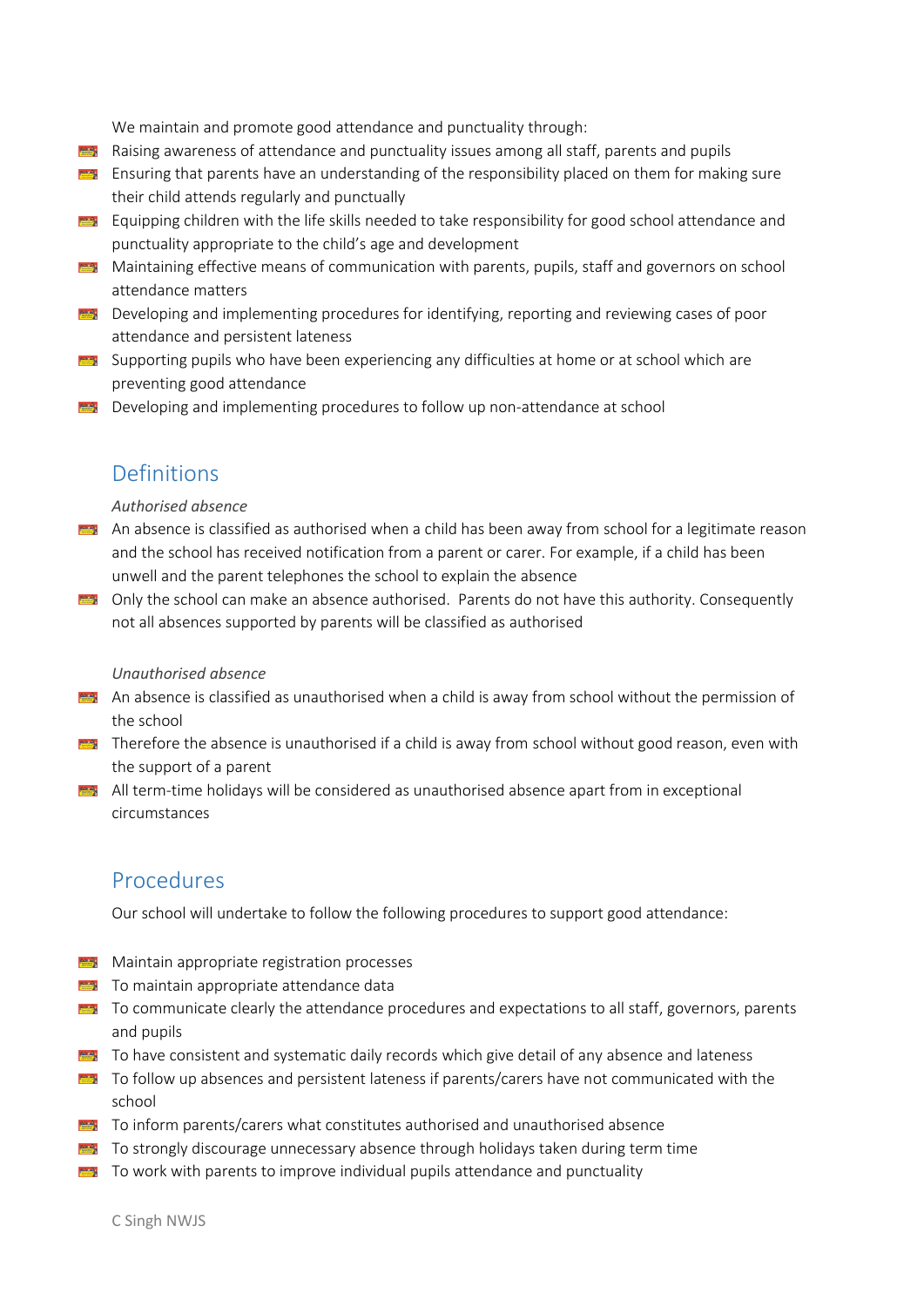We maintain and promote good attendance and punctuality through:

- Raising awareness of attendance and punctuality issues among all staff, parents and pupils
- Ensuring that parents have an understanding of the responsibility placed on them for making sure their child attends regularly and punctually
- Equipping children with the life skills needed to take responsibility for good school attendance and punctuality appropriate to the child's age and development
- Maintaining effective means of communication with parents, pupils, staff and governors on school attendance matters
- Developing and implementing procedures for identifying, reporting and reviewing cases of poor attendance and persistent lateness
- Supporting pupils who have been experiencing any difficulties at home or at school which are preventing good attendance
- Developing and implementing procedures to follow up non-attendance at school

## Definitions

*Authorised absence*

- An absence is classified as authorised when a child has been away from school for a legitimate reason and the school has received notification from a parent or carer. For example, if a child has been unwell and the parent telephones the school to explain the absence
- Only the school can make an absence authorised. Parents do not have this authority. Consequently not all absences supported by parents will be classified as authorised

*Unauthorised absence*

- An absence is classified as unauthorised when a child is away from school without the permission of the school
- Therefore the absence is unauthorised if a child is away from school without good reason, even with the support of a parent
- All term-time holidays will be considered as unauthorised absence apart from in exceptional circumstances

## Procedures

Our school will undertake to follow the following procedures to support good attendance:

- Maintain appropriate registration processes
- To maintain appropriate attendance data
- To communicate clearly the attendance procedures and expectations to all staff, governors, parents and pupils
- To have consistent and systematic daily records which give detail of any absence and lateness
- To follow up absences and persistent lateness if parents/carers have not communicated with the school
- To inform parents/carers what constitutes authorised and unauthorised absence
- To strongly discourage unnecessary absence through holidays taken during term time
- To work with parents to improve individual pupils attendance and punctuality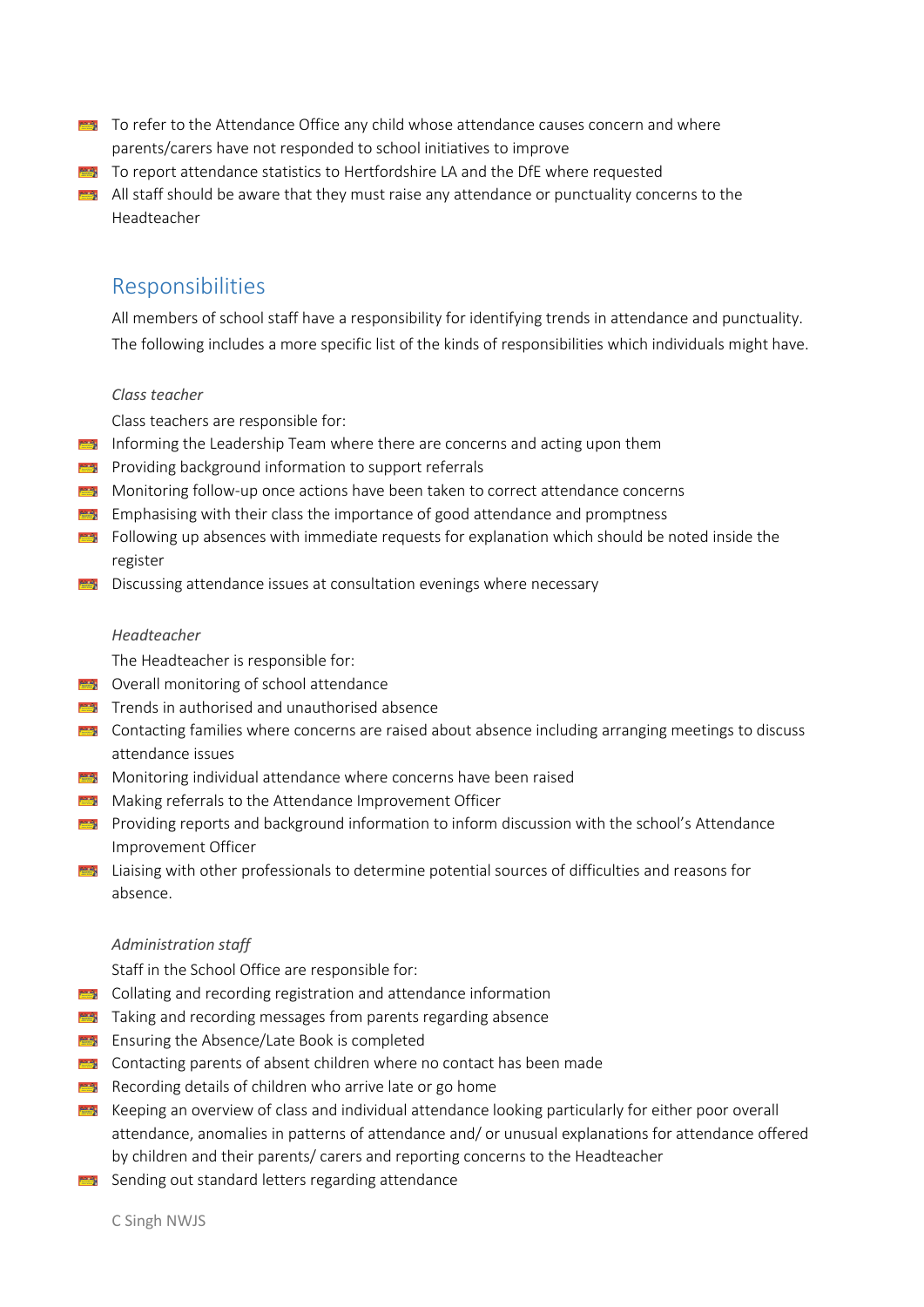- To refer to the Attendance Office any child whose attendance causes concern and where parents/carers have not responded to school initiatives to improve
- To report attendance statistics to Hertfordshire LA and the DfE where requested
- All staff should be aware that they must raise any attendance or punctuality concerns to the Headteacher

## Responsibilities

All members of school staff have a responsibility for identifying trends in attendance and punctuality. The following includes a more specific list of the kinds of responsibilities which individuals might have.

*Class teacher*

Class teachers are responsible for:

- Informing the Leadership Team where there are concerns and acting upon them
- Providing background information to support referrals
- Monitoring follow-up once actions have been taken to correct attendance concerns
- Emphasising with their class the importance of good attendance and promptness
- Following up absences with immediate requests for explanation which should be noted inside the register
- Discussing attendance issues at consultation evenings where necessary

*Headteacher*

The Headteacher is responsible for:

- Overall monitoring of school attendance
- Trends in authorised and unauthorised absence
- Contacting families where concerns are raised about absence including arranging meetings to discuss attendance issues
- Monitoring individual attendance where concerns have been raised
- Making referrals to the Attendance Improvement Officer
- Providing reports and background information to inform discussion with the school's Attendance Improvement Officer
- Liaising with other professionals to determine potential sources of difficulties and reasons for absence.

*Administration staff*

Staff in the School Office are responsible for:

- Collating and recording registration and attendance information
- Taking and recording messages from parents regarding absence
- Ensuring the Absence/Late Book is completed
- Contacting parents of absent children where no contact has been made
- Recording details of children who arrive late or go home
- Keeping an overview of class and individual attendance looking particularly for either poor overall attendance, anomalies in patterns of attendance and/ or unusual explanations for attendance offered by children and their parents/ carers and reporting concerns to the Headteacher
- Sending out standard letters regarding attendance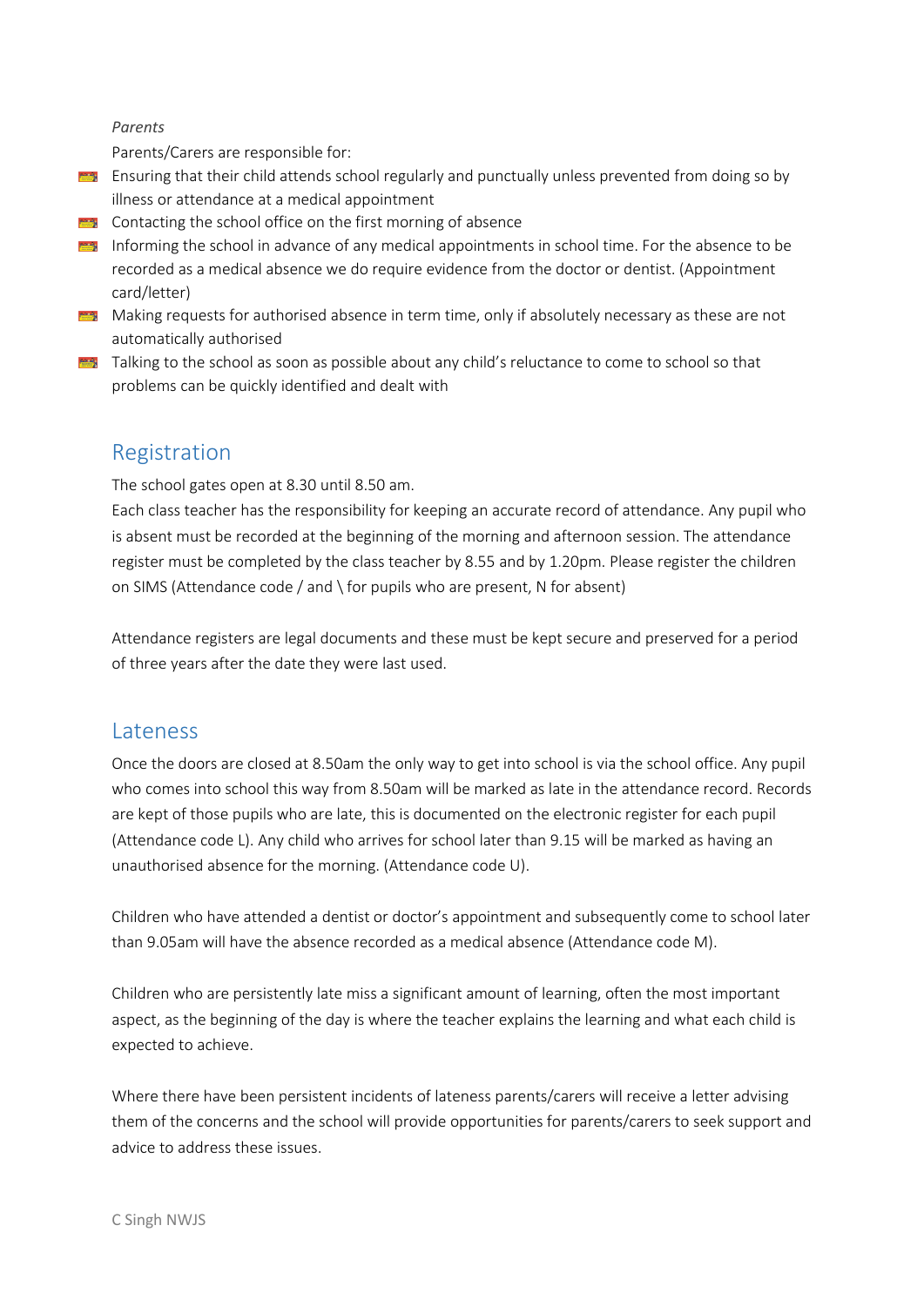*Parents*

Parents/Carers are responsible for:

- Ensuring that their child attends school regularly and punctually unless prevented from doing so by illness or attendance at a medical appointment
- Contacting the school office on the first morning of absence
- Informing the school in advance of any medical appointments in school time. For the absence to be recorded as a medical absence we do require evidence from the doctor or dentist. (Appointment card/letter)
- Making requests for authorised absence in term time, only if absolutely necessary as these are not automatically authorised
- Talking to the school as soon as possible about any child's reluctance to come to school so that problems can be quickly identified and dealt with

## Registration

The school gates open at 8.30 until 8.50 am.

Each class teacher has the responsibility for keeping an accurate record of attendance. Any pupil who is absent must be recorded at the beginning of the morning and afternoon session. The attendance register must be completed by the class teacher by 8.55 and by 1.20pm. Please register the children on SIMS (Attendance code / and \ for pupils who are present, N for absent)

Attendance registers are legal documents and these must be kept secure and preserved for a period of three years after the date they were last used.

## Lateness

Once the doors are closed at 8.50am the only way to get into school is via the school office. Any pupil who comes into school this way from 8.50am will be marked as late in the attendance record. Records are kept of those pupils who are late, this is documented on the electronic register for each pupil (Attendance code L). Any child who arrives for school later than 9.15 will be marked as having an unauthorised absence for the morning. (Attendance code U).

Children who have attended a dentist or doctor's appointment and subsequently come to school later than 9.05am will have the absence recorded as a medical absence (Attendance code M).

Children who are persistently late miss a significant amount of learning, often the most important aspect, as the beginning of the day is where the teacher explains the learning and what each child is expected to achieve.

Where there have been persistent incidents of lateness parents/carers will receive a letter advising them of the concerns and the school will provide opportunities for parents/carers to seek support and advice to address these issues.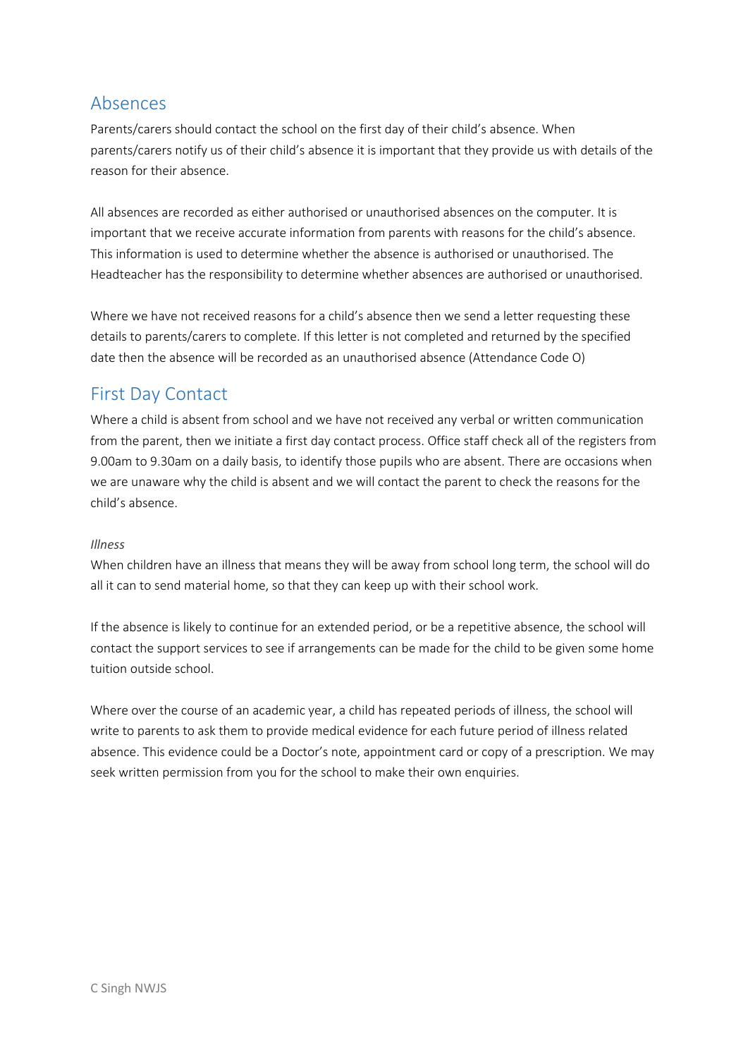## Absences

Parents/carers should contact the school on the first day of their child's absence. When parents/carers notify us of their child's absence it is important that they provide us with details of the reason for their absence.

All absences are recorded as either authorised or unauthorised absences on the computer. It is important that we receive accurate information from parents with reasons for the child's absence. This information is used to determine whether the absence is authorised or unauthorised. The Headteacher has the responsibility to determine whether absences are authorised or unauthorised.

Where we have not received reasons for a child's absence then we send a letter requesting these details to parents/carers to complete. If this letter is not completed and returned by the specified date then the absence will be recorded as an unauthorised absence (Attendance Code O)

## First Day Contact

Where a child is absent from school and we have not received any verbal or written communication from the parent, then we initiate a first day contact process. Office staff check all of the registers from 9.00am to 9.30am on a daily basis, to identify those pupils who are absent. There are occasions when we are unaware why the child is absent and we will contact the parent to check the reasons for the child's absence.

*Illness*

When children have an illness that means they will be away from school long term, the school will do all it can to send material home, so that they can keep up with their school work.

If the absence is likely to continue for an extended period, or be a repetitive absence, the school will contact the support services to see if arrangements can be made for the child to be given some home tuition outside school.

Where over the course of an academic year, a child has repeated periods of illness, the school will write to parents to ask them to provide medical evidence for each future period of illness related absence. This evidence could be a Doctor's note, appointment card or copy of a prescription. We may seek written permission from you for the school to make their own enquiries.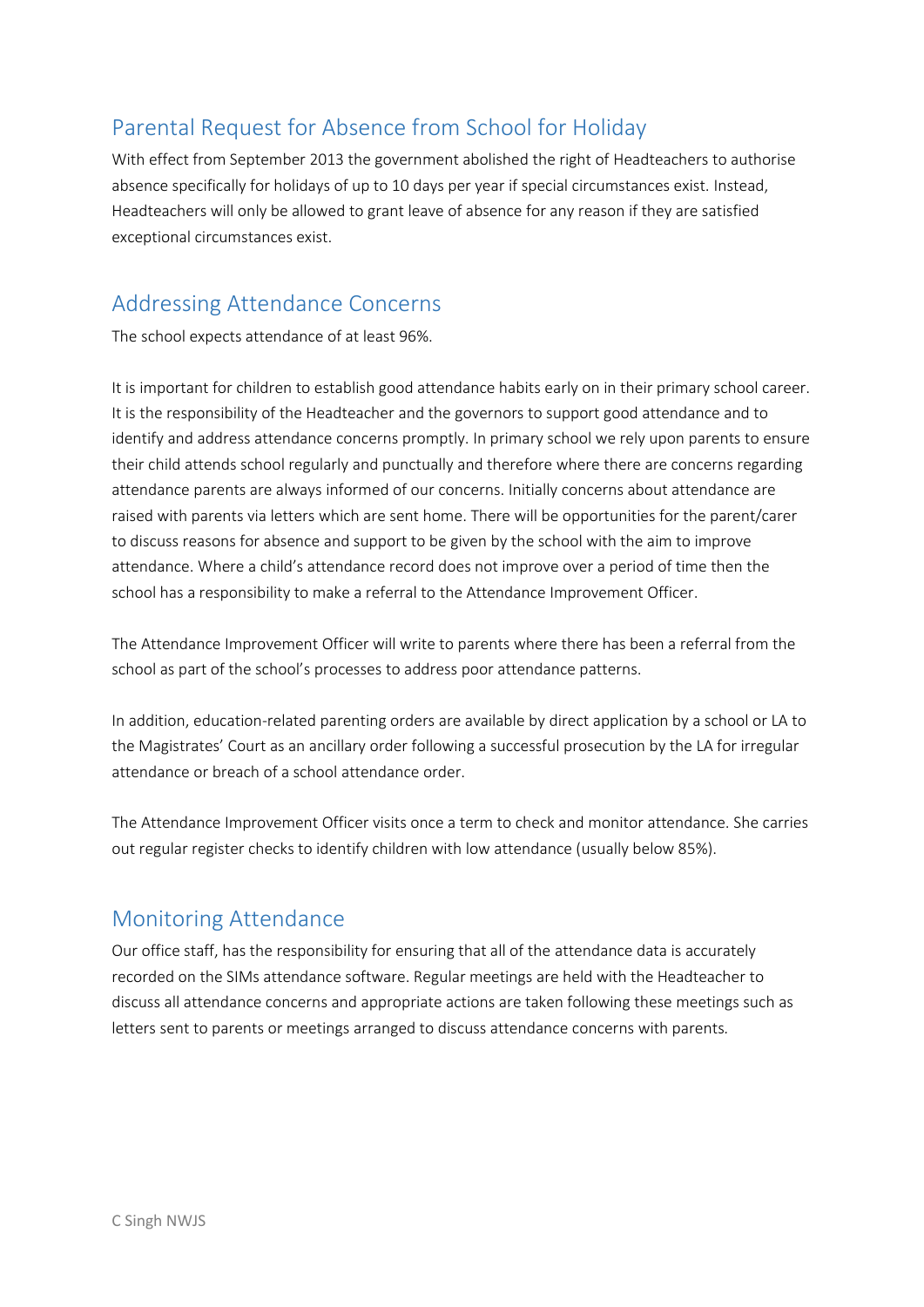## Parental Request for Absence from School for Holiday

With effect from September 2013 the government abolished the right of Headteachers to authorise absence specifically for holidays of up to 10 days per year if special circumstances exist. Instead, Headteachers will only be allowed to grant leave of absence for any reason if they are satisfied exceptional circumstances exist.

## Addressing Attendance Concerns

The school expects attendance of at least 96%.

It is important for children to establish good attendance habits early on in their primary school career. It is the responsibility of the Headteacher and the governors to support good attendance and to identify and address attendance concerns promptly. In primary school we rely upon parents to ensure their child attends school regularly and punctually and therefore where there are concerns regarding attendance parents are always informed of our concerns. Initially concerns about attendance are raised with parents via letters which are sent home. There will be opportunities for the parent/carer to discuss reasons for absence and support to be given by the school with the aim to improve attendance. Where a child's attendance record does not improve over a period of time then the school has a responsibility to make a referral to the Attendance Improvement Officer.

The Attendance Improvement Officer will write to parents where there has been a referral from the school as part of the school's processes to address poor attendance patterns.

In addition, education-related parenting orders are available by direct application by a school or LA to the Magistrates' Court as an ancillary order following a successful prosecution by the LA for irregular attendance or breach of a school attendance order.

The Attendance Improvement Officer visits once a term to check and monitor attendance. She carries out regular register checks to identify children with low attendance (usually below 85%).

## Monitoring Attendance

Our office staff, has the responsibility for ensuring that all of the attendance data is accurately recorded on the SIMs attendance software. Regular meetings are held with the Headteacher to discuss all attendance concerns and appropriate actions are taken following these meetings such as letters sent to parents or meetings arranged to discuss attendance concerns with parents.